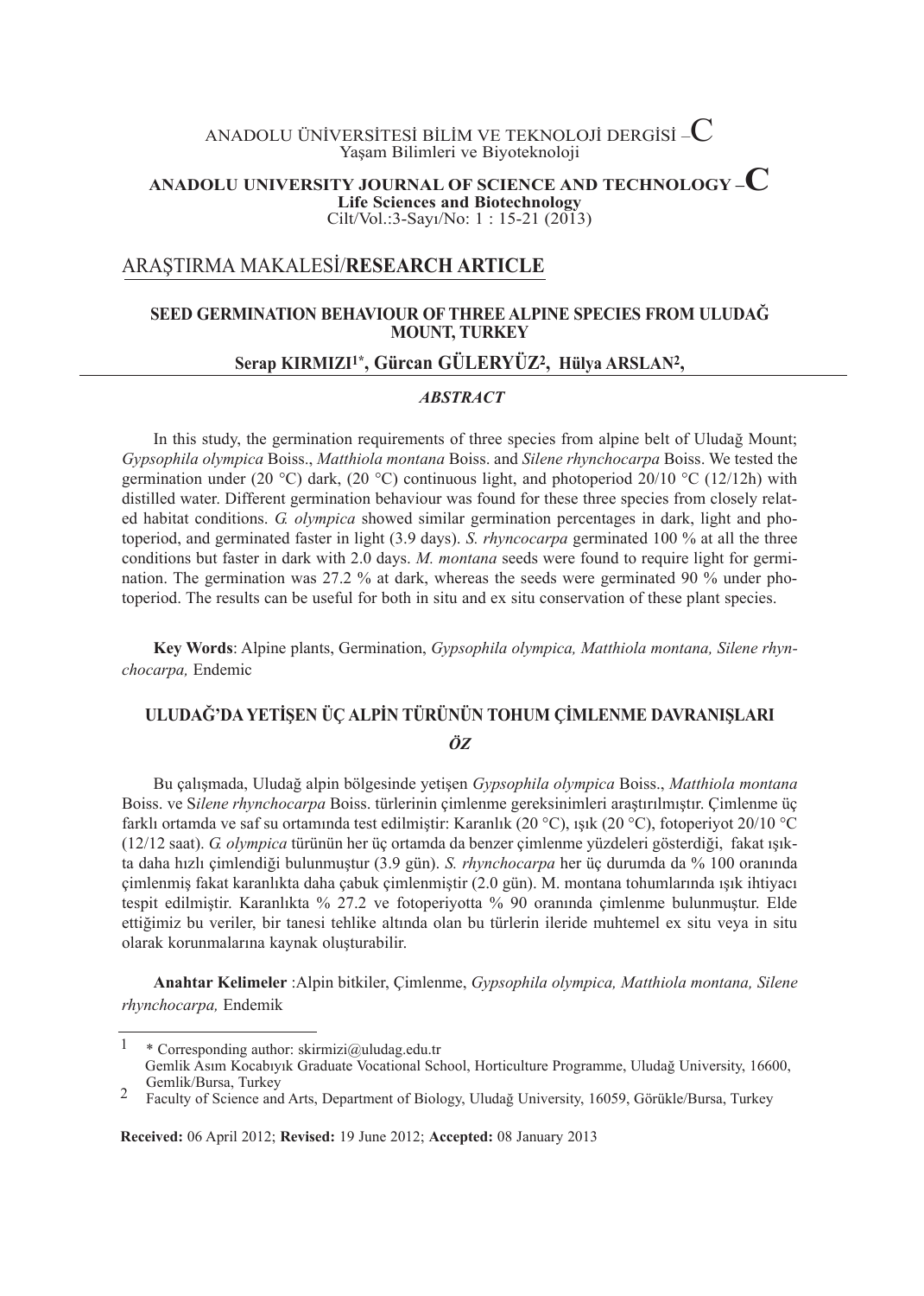ANADOLU ÜNİVERSİTESİ BİLİM VE TEKNOLOJİ DERGİSİ –C
Yaşam Bilimleri ve Biyoteknoloji

**ANADOLU UNIVERSITY JOURNAL OF SCIENCE AND TECHNOLOGY –C**
**Life Sciences and Biotechnology**
Cilt/Vol.:3-Sayı/No: 1 : 15-21 (2013)

ARAŞTIRMA MAKALESİ/**RESEARCH ARTICLE**

# SEED GERMINATION BEHAVIOUR OF THREE ALPINE SPECIES FROM ULUDAĞ MOUNT, TURKEY

**Serap KIRMIZI[1*], Gürcan GÜLERYÜZ[2], Hülya ARSLAN[2],**

### *ABSTRACT*

In this study, the germination requirements of three species from alpine belt of Uludağ Mount; *Gypsophila olympica* Boiss., *Matthiola montana* Boiss. and *Silene rhynchocarpa* Boiss. We tested the germination under (20 °C) dark, (20 °C) continuous light, and photoperiod 20/10 °C (12/12h) with distilled water. Different germination behaviour was found for these three species from closely related habitat conditions. *G. olympica* showed similar germination percentages in dark, light and photoperiod, and germinated faster in light (3.9 days). *S. rhyncocarpa* germinated 100 % at all the three conditions but faster in dark with 2.0 days. *M. montana* seeds were found to require light for germination. The germination was 27.2 % at dark, whereas the seeds were germinated 90 % under photoperiod. The results can be useful for both in situ and ex situ conservation of these plant species.

**Key Words**: Alpine plants, Germination, *Gypsophila olympica, Matthiola montana, Silene rhynchocarpa,* Endemic

# ULUDAĞ'DA YETİŞEN ÜÇ ALPİN TÜRÜNÜN TOHUM ÇİMLENME DAVRANIŞLARI

### *ÖZ*

Bu çalışmada, Uludağ alpin bölgesinde yetişen *Gypsophila olympica* Boiss., *Matthiola montana* Boiss. ve S*ilene rhynchocarpa* Boiss. türlerinin çimlenme gereksinimleri araştırılmıştır. Çimlenme üç farklı ortamda ve saf su ortamında test edilmiştir: Karanlık (20 °C), ışık (20 °C), fotoperiyot 20/10 °C (12/12 saat). *G. olympica* türünün her üç ortamda da benzer çimlenme yüzdeleri gösterdiği, fakat ışıkta daha hızlı çimlendiği bulunmuştur (3.9 gün). *S. rhynchocarpa* her üç durumda da % 100 oranında çimlenmiş fakat karanlıkta daha çabuk çimlenmiştir (2.0 gün). M. montana tohumlarında ışık ihtiyacı tespit edilmiştir. Karanlıkta % 27.2 ve fotoperiyotta % 90 oranında çimlenme bulunmuştur. Elde ettiğimiz bu veriler, bir tanesi tehlike altında olan bu türlerin ileride muhtemel ex situ veya in situ olarak korunmalarına kaynak oluşturabilir.

**Anahtar Kelimeler** :Alpin bitkiler, Çimlenme, *Gypsophila olympica, Matthiola montana, Silene rhynchocarpa,* Endemik

---

[1] * Corresponding author: skirmizi@uludag.edu.tr
Gemlik Asım Kocabıyık Graduate Vocational School, Horticulture Programme, Uludağ University, 16600, Gemlik/Bursa, Turkey

[2] Faculty of Science and Arts, Department of Biology, Uludağ University, 16059, Görükle/Bursa, Turkey

**Received:** 06 April 2012; **Revised:** 19 June 2012; **Accepted:** 08 January 2013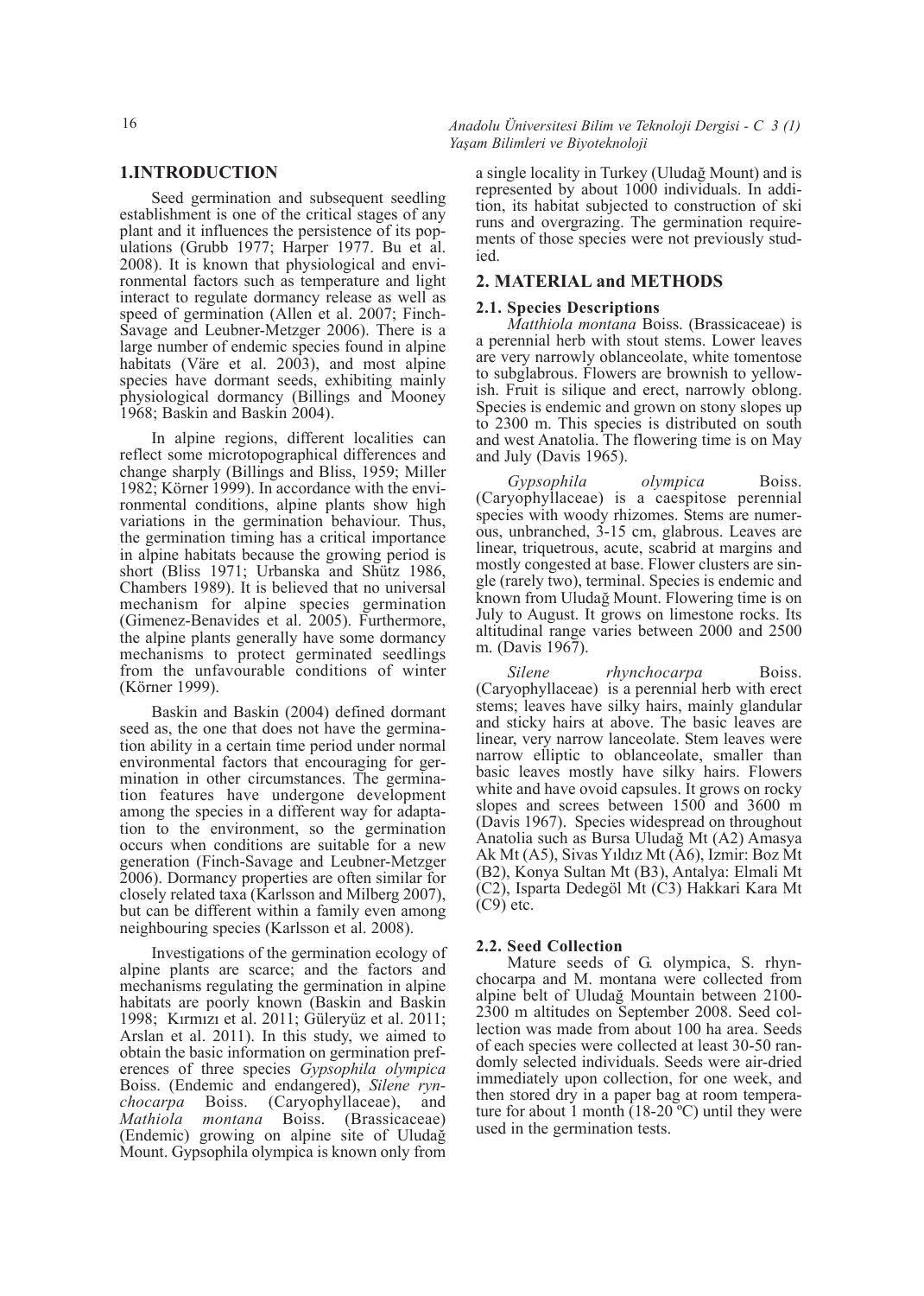## 1.INTRODUCTION

Seed germination and subsequent seedling establishment is one of the critical stages of any plant and it influences the persistence of its populations (Grubb 1977; Harper 1977. Bu et al. 2008). It is known that physiological and environmental factors such as temperature and light interact to regulate dormancy release as well as speed of germination (Allen et al. 2007; Finch-Savage and Leubner-Metzger 2006). There is a large number of endemic species found in alpine habitats (Väre et al. 2003), and most alpine species have dormant seeds, exhibiting mainly physiological dormancy (Billings and Mooney 1968; Baskin and Baskin 2004).

In alpine regions, different localities can reflect some microtopographical differences and change sharply (Billings and Bliss, 1959; Miller 1982; Körner 1999). In accordance with the environmental conditions, alpine plants show high variations in the germination behaviour. Thus, the germination timing has a critical importance in alpine habitats because the growing period is short (Bliss 1971; Urbanska and Shütz 1986, Chambers 1989). It is believed that no universal mechanism for alpine species germination (Gimenez-Benavides et al. 2005). Furthermore, the alpine plants generally have some dormancy mechanisms to protect germinated seedlings from the unfavourable conditions of winter (Körner 1999).

Baskin and Baskin (2004) defined dormant seed as, the one that does not have the germination ability in a certain time period under normal environmental factors that encouraging for germination in other circumstances. The germination features have undergone development among the species in a different way for adaptation to the environment, so the germination occurs when conditions are suitable for a new generation (Finch-Savage and Leubner-Metzger 2006). Dormancy properties are often similar for closely related taxa (Karlsson and Milberg 2007), but can be different within a family even among neighbouring species (Karlsson et al. 2008).

Investigations of the germination ecology of alpine plants are scarce; and the factors and mechanisms regulating the germination in alpine habitats are poorly known (Baskin and Baskin 1998; Kırmızı et al. 2011; Güleryüz et al. 2011; Arslan et al. 2011). In this study, we aimed to obtain the basic information on germination preferences of three species *Gypsophila olympica* Boiss. (Endemic and endangered), *Silene rynchocarpa* Boiss. (Caryophyllaceae), and *Mathiola montana* Boiss. (Brassicaceae) (Endemic) growing on alpine site of Uludağ Mount. Gypsophila olympica is known only from a single locality in Turkey (Uludağ Mount) and is represented by about 1000 individuals. In addition, its habitat subjected to construction of ski runs and overgrazing. The germination requirements of those species were not previously studied.

## 2. MATERIAL and METHODS

### 2.1. Species Descriptions

*Matthiola montana* Boiss. (Brassicaceae) is a perennial herb with stout stems. Lower leaves are very narrowly oblanceolate, white tomentose to subglabrous. Flowers are brownish to yellowish. Fruit is silique and erect, narrowly oblong. Species is endemic and grown on stony slopes up to 2300 m. This species is distributed on south and west Anatolia. The flowering time is on May and July (Davis 1965).

*Gypsophila olympica* Boiss. (Caryophyllaceae) is a caespitose perennial species with woody rhizomes. Stems are numerous, unbranched, 3-15 cm, glabrous. Leaves are linear, triquetrous, acute, scabrid at margins and mostly congested at base. Flower clusters are single (rarely two), terminal. Species is endemic and known from Uludağ Mount. Flowering time is on July to August. It grows on limestone rocks. Its altitudinal range varies between 2000 and 2500 m. (Davis 1967).

*Silene rhynchocarpa* Boiss. (Caryophyllaceae) is a perennial herb with erect stems; leaves have silky hairs, mainly glandular and sticky hairs at above. The basic leaves are linear, very narrow lanceolate. Stem leaves were narrow elliptic to oblanceolate, smaller than basic leaves mostly have silky hairs. Flowers white and have ovoid capsules. It grows on rocky slopes and screes between 1500 and 3600 m (Davis 1967). Species widespread on throughout Anatolia such as Bursa Uludağ Mt (A2) Amasya Ak Mt (A5), Sivas Yıldız Mt (A6), Izmir: Boz Mt (B2), Konya Sultan Mt (B3), Antalya: Elmali Mt (C2), Isparta Dedegöl Mt (C3) Hakkari Kara Mt (C9) etc.

### 2.2. Seed Collection

Mature seeds of G. olympica, S. rhynchocarpa and M. montana were collected from alpine belt of Uludağ Mountain between 2100-2300 m altitudes on September 2008. Seed collection was made from about 100 ha area. Seeds of each species were collected at least 30-50 randomly selected individuals. Seeds were air-dried immediately upon collection, for one week, and then stored dry in a paper bag at room temperature for about 1 month (18-20 ºC) until they were used in the germination tests.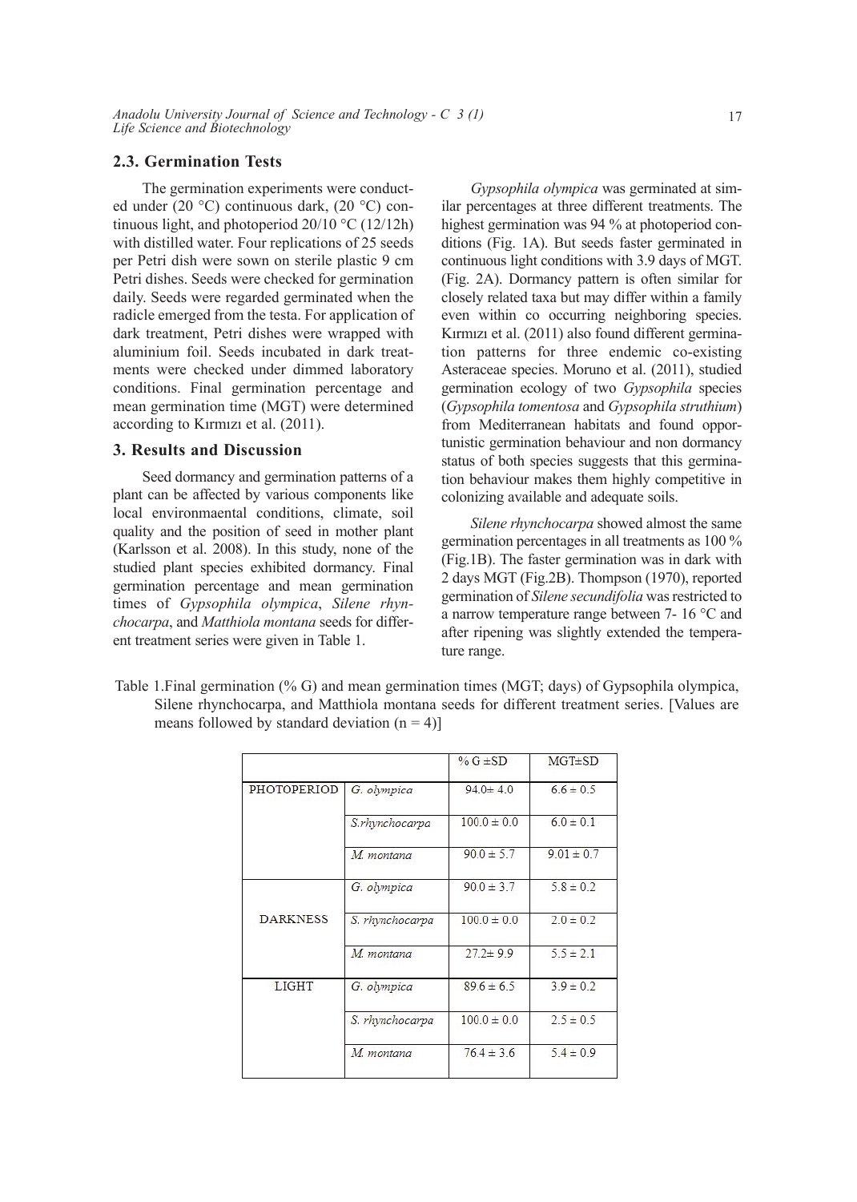### 2.3. Germination Tests

The germination experiments were conducted under (20 °C) continuous dark, (20 °C) continuous light, and photoperiod 20/10 °C (12/12h) with distilled water. Four replications of 25 seeds per Petri dish were sown on sterile plastic 9 cm Petri dishes. Seeds were checked for germination daily. Seeds were regarded germinated when the radicle emerged from the testa. For application of dark treatment, Petri dishes were wrapped with aluminium foil. Seeds incubated in dark treatments were checked under dimmed laboratory conditions. Final germination percentage and mean germination time (MGT) were determined according to Kırmızı et al. (2011).

## 3. Results and Discussion

Seed dormancy and germination patterns of a plant can be affected by various components like local environmaental conditions, climate, soil quality and the position of seed in mother plant (Karlsson et al. 2008). In this study, none of the studied plant species exhibited dormancy. Final germination percentage and mean germination times of *Gypsophila olympica*, *Silene rhynchocarpa*, and *Matthiola montana* seeds for different treatment series were given in Table 1.

*Gypsophila olympica* was germinated at similar percentages at three different treatments. The highest germination was 94 % at photoperiod conditions (Fig. 1A). But seeds faster germinated in continuous light conditions with 3.9 days of MGT. (Fig. 2A). Dormancy pattern is often similar for closely related taxa but may differ within a family even within co occurring neighboring species. Kırmızı et al. (2011) also found different germination patterns for three endemic co-existing Asteraceae species. Moruno et al. (2011), studied germination ecology of two *Gypsophila* species (*Gypsophila tomentosa* and *Gypsophila struthium*) from Mediterranean habitats and found opportunistic germination behaviour and non dormancy status of both species suggests that this germination behaviour makes them highly competitive in colonizing available and adequate soils.

*Silene rhynchocarpa* showed almost the same germination percentages in all treatments as 100 % (Fig.1B). The faster germination was in dark with 2 days MGT (Fig.2B). Thompson (1970), reported germination of *Silene secundifolia* was restricted to a narrow temperature range between 7- 16 °C and after ripening was slightly extended the temperature range.

Table 1.Final germination (% G) and mean germination times (MGT; days) of Gypsophila olympica, Silene rhynchocarpa, and Matthiola montana seeds for different treatment series. [Values are means followed by standard deviation (n = 4)]

| | | % G ±SD | MGT±SD |
|---|---|---|---|
| PHOTOPERIOD | *G. olympica* | 94.0± 4.0 | 6.6 ± 0.5 |
| | *S.rhynchocarpa* | 100.0 ± 0.0 | 6.0 ± 0.1 |
| | *M. montana* | 90.0 ± 5.7 | 9.01 ± 0.7 |
| DARKNESS | *G. olympica* | 90.0 ± 3.7 | 5.8 ± 0.2 |
| | *S. rhynchocarpa* | 100.0 ± 0.0 | 2.0 ± 0.2 |
| | *M. montana* | 27.2± 9.9 | 5.5 ± 2.1 |
| LIGHT | *G. olympica* | 89.6 ± 6.5 | 3.9 ± 0.2 |
| | *S. rhynchocarpa* | 100.0 ± 0.0 | 2.5 ± 0.5 |
| | *M. montana* | 76.4 ± 3.6 | 5.4 ± 0.9 |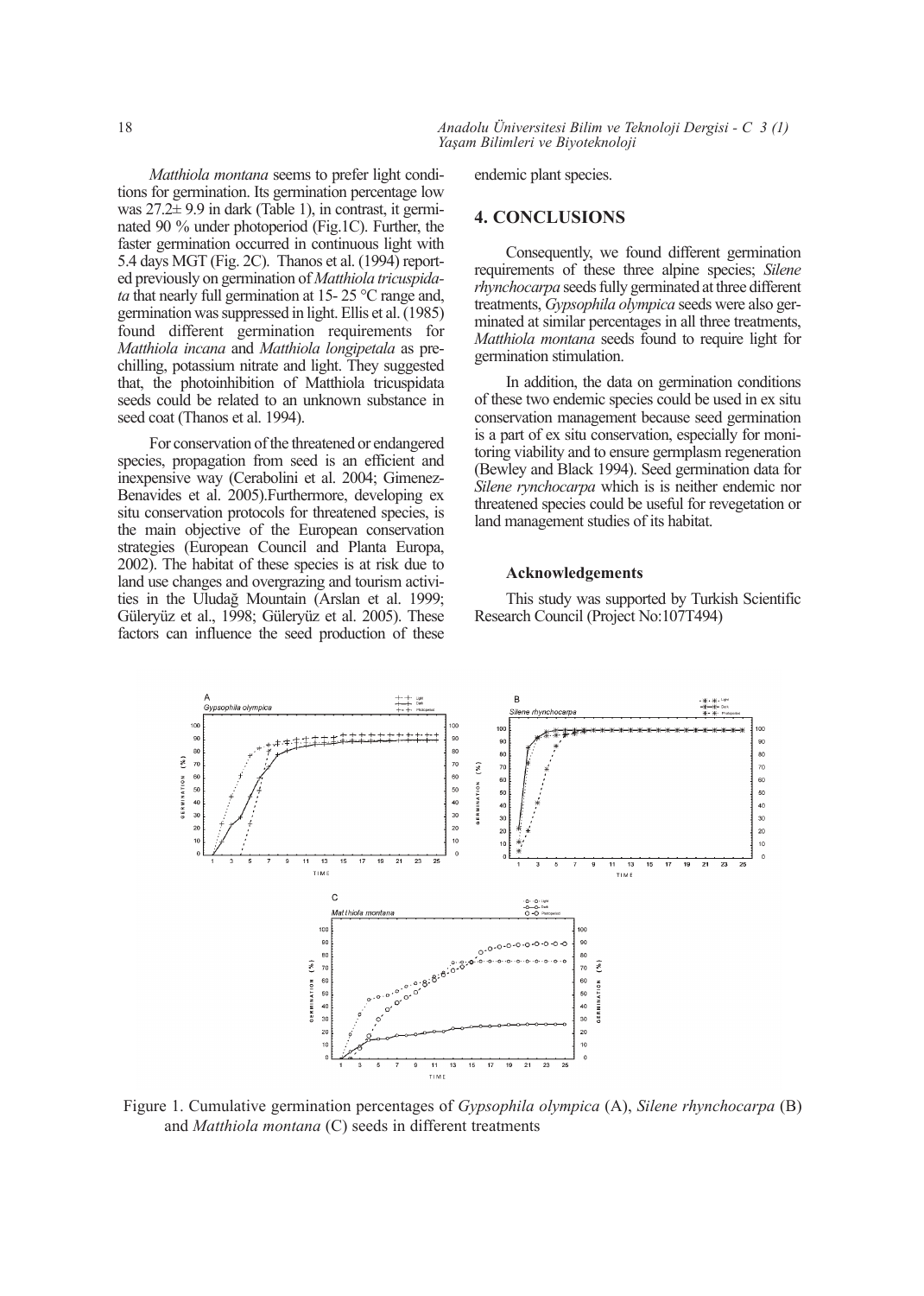*Matthiola montana* seems to prefer light conditions for germination. Its germination percentage low was 27.2± 9.9 in dark (Table 1), in contrast, it germinated 90 % under photoperiod (Fig.1C). Further, the faster germination occurred in continuous light with 5.4 days MGT (Fig. 2C). Thanos et al. (1994) reported previously on germination of *Matthiola tricuspidata* that nearly full germination at 15- 25 °C range and, germination was suppressed in light. Ellis et al. (1985) found different germination requirements for *Matthiola incana* and *Matthiola longipetala* as prechilling, potassium nitrate and light. They suggested that, the photoinhibition of Matthiola tricuspidata seeds could be related to an unknown substance in seed coat (Thanos et al. 1994).

For conservation of the threatened or endangered species, propagation from seed is an efficient and inexpensive way (Cerabolini et al. 2004; Gimenez-Benavides et al. 2005).Furthermore, developing ex situ conservation protocols for threatened species, is the main objective of the European conservation strategies (European Council and Planta Europa, 2002). The habitat of these species is at risk due to land use changes and overgrazing and tourism activities in the Uludağ Mountain (Arslan et al. 1999; Güleryüz et al., 1998; Güleryüz et al. 2005). These factors can influence the seed production of these endemic plant species.

## 4. CONCLUSIONS

Consequently, we found different germination requirements of these three alpine species; *Silene rhynchocarpa* seeds fully germinated at three different treatments, *Gypsophila olympica* seeds were also germinated at similar percentages in all three treatments, *Matthiola montana* seeds found to require light for germination stimulation.

In addition, the data on germination conditions of these two endemic species could be used in ex situ conservation management because seed germination is a part of ex situ conservation, especially for monitoring viability and to ensure germplasm regeneration (Bewley and Black 1994). Seed germination data for *Silene rynchocarpa* which is is neither endemic nor threatened species could be useful for revegetation or land management studies of its habitat.

### Acknowledgements

This study was supported by Turkish Scientific Research Council (Project No:107T494)

Figure 1. Cumulative germination percentages of *Gypsophila olympica* (A), *Silene rhynchocarpa* (B) and *Matthiola montana* (C) seeds in different treatments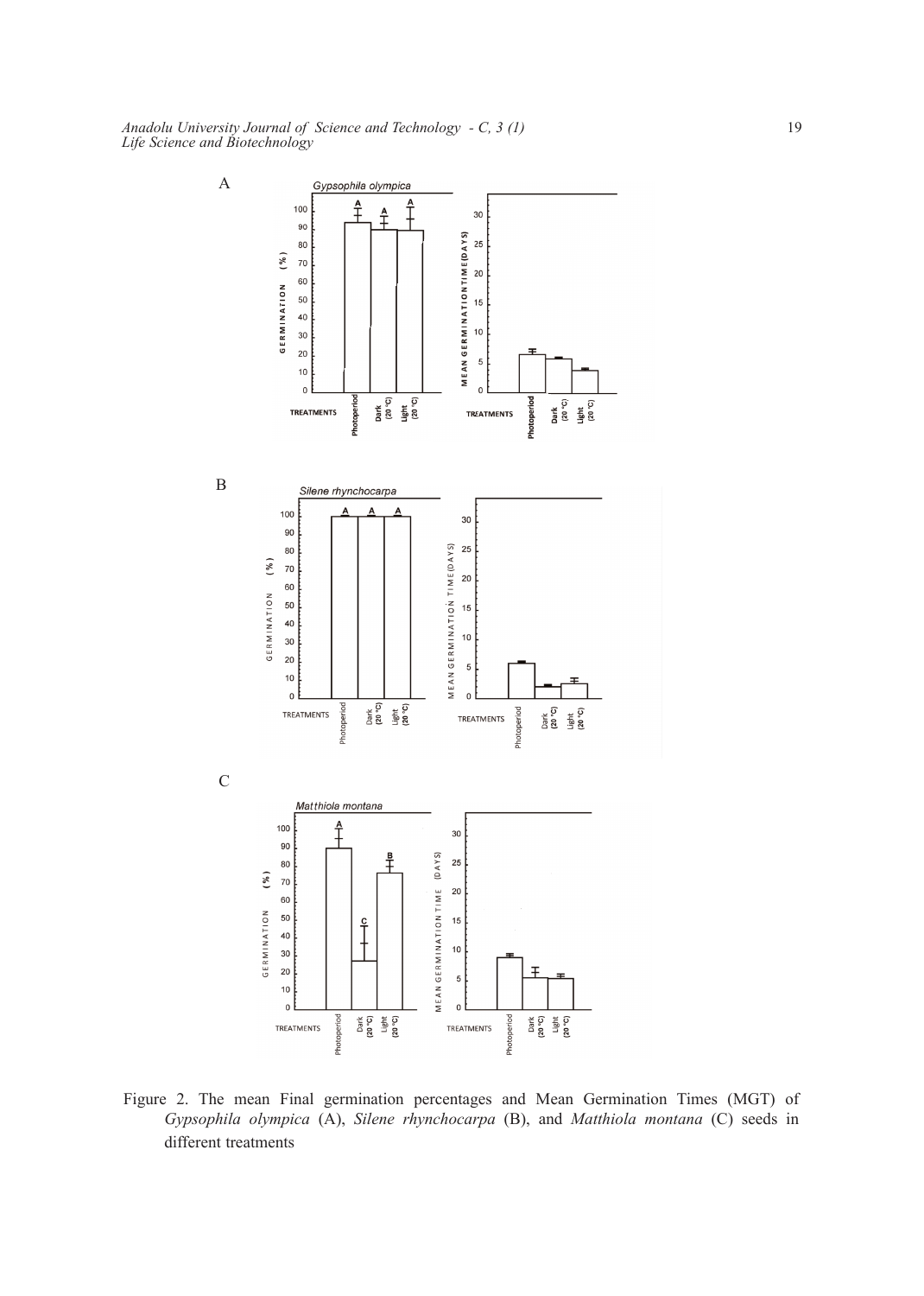A

B

C

Figure 2. The mean Final germination percentages and Mean Germination Times (MGT) of *Gypsophila olympica* (A), *Silene rhynchocarpa* (B), and *Matthiola montana* (C) seeds in different treatments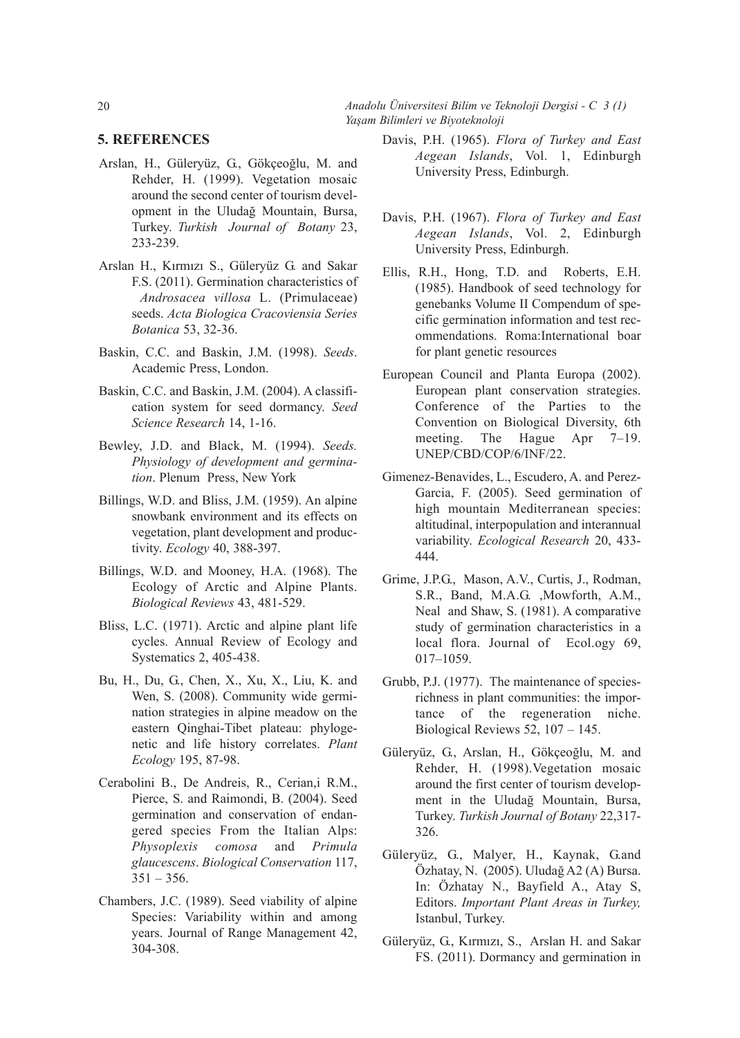## 5. REFERENCES

Arslan, H., Güleryüz, G., Gökçeoğlu, M. and Rehder, H. (1999). Vegetation mosaic around the second center of tourism development in the Uludağ Mountain, Bursa, Turkey. *Turkish Journal of Botany* 23, 233-239.

Arslan H., Kırmızı S., Güleryüz G. and Sakar F.S. (2011). Germination characteristics of *Androsacea villosa* L. (Primulaceae) seeds. *Acta Biologica Cracoviensia Series Botanica* 53, 32-36.

Baskin, C.C. and Baskin, J.M. (1998). *Seeds*. Academic Press, London.

Baskin, C.C. and Baskin, J.M. (2004). A classification system for seed dormancy. *Seed Science Research* 14, 1-16.

Bewley, J.D. and Black, M. (1994). *Seeds. Physiology of development and germination*. Plenum Press, New York

Billings, W.D. and Bliss, J.M. (1959). An alpine snowbank environment and its effects on vegetation, plant development and productivity. *Ecology* 40, 388-397.

Billings, W.D. and Mooney, H.A. (1968). The Ecology of Arctic and Alpine Plants. *Biological Reviews* 43, 481-529.

Bliss, L.C. (1971). Arctic and alpine plant life cycles. Annual Review of Ecology and Systematics 2, 405-438.

Bu, H., Du, G., Chen, X., Xu, X., Liu, K. and Wen, S. (2008). Community wide germination strategies in alpine meadow on the eastern Qinghai-Tibet plateau: phylogenetic and life history correlates. *Plant Ecology* 195, 87-98.

Cerabolini B., De Andreis, R., Cerian,i R.M., Pierce, S. and Raimondi, B. (2004). Seed germination and conservation of endangered species From the Italian Alps: *Physoplexis comosa* and *Primula glaucescens*. *Biological Conservation* 117, 351 – 356.

Chambers, J.C. (1989). Seed viability of alpine Species: Variability within and among years. Journal of Range Management 42, 304-308.

Davis, P.H. (1965). *Flora of Turkey and East Aegean Islands*, Vol. 1, Edinburgh University Press, Edinburgh.

Davis, P.H. (1967). *Flora of Turkey and East Aegean Islands*, Vol. 2, Edinburgh University Press, Edinburgh.

Ellis, R.H., Hong, T.D. and Roberts, E.H. (1985). Handbook of seed technology for genebanks Volume II Compendum of specific germination information and test recommendations. Roma:International boar for plant genetic resources

European Council and Planta Europa (2002). European plant conservation strategies. Conference of the Parties to the Convention on Biological Diversity, 6th meeting. The Hague Apr 7–19. UNEP/CBD/COP/6/INF/22.

Gimenez-Benavides, L., Escudero, A. and Perez-Garcia, F. (2005). Seed germination of high mountain Mediterranean species: altitudinal, interpopulation and interannual variability. *Ecological Research* 20, 433-444.

Grime, J.P.G., Mason, A.V., Curtis, J., Rodman, S.R., Band, M.A.G. ,Mowforth, A.M., Neal and Shaw, S. (1981). A comparative study of germination characteristics in a local flora. Journal of Ecol.ogy 69, 017–1059.

Grubb, P.J. (1977). The maintenance of species-richness in plant communities: the importance of the regeneration niche. Biological Reviews 52, 107 – 145.

Güleryüz, G., Arslan, H., Gökçeoğlu, M. and Rehder, H. (1998).Vegetation mosaic around the first center of tourism development in the Uludağ Mountain, Bursa, Turkey. *Turkish Journal of Botany* 22,317-326.

Güleryüz, G., Malyer, H., Kaynak, G.and Özhatay, N. (2005). Uludağ A2 (A) Bursa. In: Özhatay N., Bayfield A., Atay S, Editors. *Important Plant Areas in Turkey,* Istanbul, Turkey.

Güleryüz, G., Kırmızı, S., Arslan H. and Sakar FS. (2011). Dormancy and germination in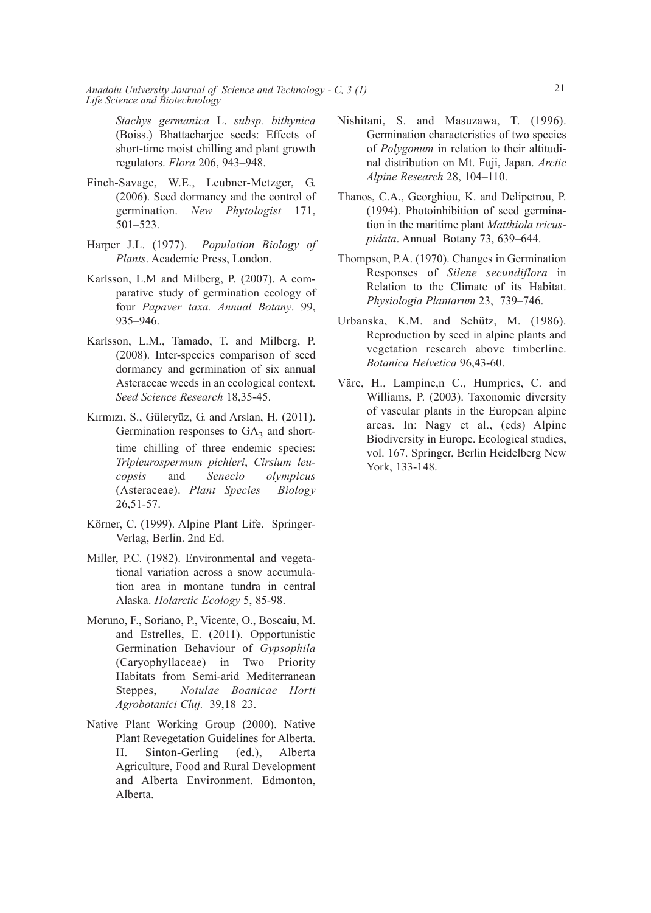*Stachys germanica* L. *subsp. bithynica* (Boiss.) Bhattacharjee seeds: Effects of short-time moist chilling and plant growth regulators. *Flora* 206, 943–948.

Finch-Savage, W.E., Leubner-Metzger, G. (2006). Seed dormancy and the control of germination. *New Phytologist* 171, 501–523.

Harper J.L. (1977). *Population Biology of Plants*. Academic Press, London.

Karlsson, L.M and Milberg, P. (2007). A comparative study of germination ecology of four *Papaver taxa. Annual Botany*. 99, 935–946.

Karlsson, L.M., Tamado, T. and Milberg, P. (2008). Inter-species comparison of seed dormancy and germination of six annual Asteraceae weeds in an ecological context. *Seed Science Research* 18,35-45.

Kırmızı, S., Güleryüz, G. and Arslan, H. (2011). Germination responses to $GA_3$ and short-time chilling of three endemic species: *Tripleurospermum pichleri*, *Cirsium leucopsis* and *Senecio olympicus* (Asteraceae). *Plant Species Biology* 26,51-57.

Körner, C. (1999). Alpine Plant Life. Springer-Verlag, Berlin. 2nd Ed.

Miller, P.C. (1982). Environmental and vegetational variation across a snow accumulation area in montane tundra in central Alaska. *Holarctic Ecology* 5, 85-98.

Moruno, F., Soriano, P., Vicente, O., Boscaiu, M. and Estrelles, E. (2011). Opportunistic Germination Behaviour of *Gypsophila* (Caryophyllaceae) in Two Priority Habitats from Semi-arid Mediterranean Steppes, *Notulae Boanicae Horti Agrobotanici Cluj.* 39,18–23.

Native Plant Working Group (2000). Native Plant Revegetation Guidelines for Alberta. H. Sinton-Gerling (ed.), Alberta Agriculture, Food and Rural Development and Alberta Environment. Edmonton, Alberta.

Nishitani, S. and Masuzawa, T. (1996). Germination characteristics of two species of *Polygonum* in relation to their altitudinal distribution on Mt. Fuji, Japan. *Arctic Alpine Research* 28, 104–110.

Thanos, C.A., Georghiou, K. and Delipetrou, P. (1994). Photoinhibition of seed germination in the maritime plant *Matthiola tricuspidata*. Annual Botany 73, 639–644.

Thompson, P.A. (1970). Changes in Germination Responses of *Silene secundiflora* in Relation to the Climate of its Habitat. *Physiologia Plantarum* 23, 739–746.

Urbanska, K.M. and Schütz, M. (1986). Reproduction by seed in alpine plants and vegetation research above timberline. *Botanica Helvetica* 96,43-60.

Väre, H., Lampine,n C., Humpries, C. and Williams, P. (2003). Taxonomic diversity of vascular plants in the European alpine areas. In: Nagy et al., (eds) Alpine Biodiversity in Europe. Ecological studies, vol. 167. Springer, Berlin Heidelberg New York, 133-148.